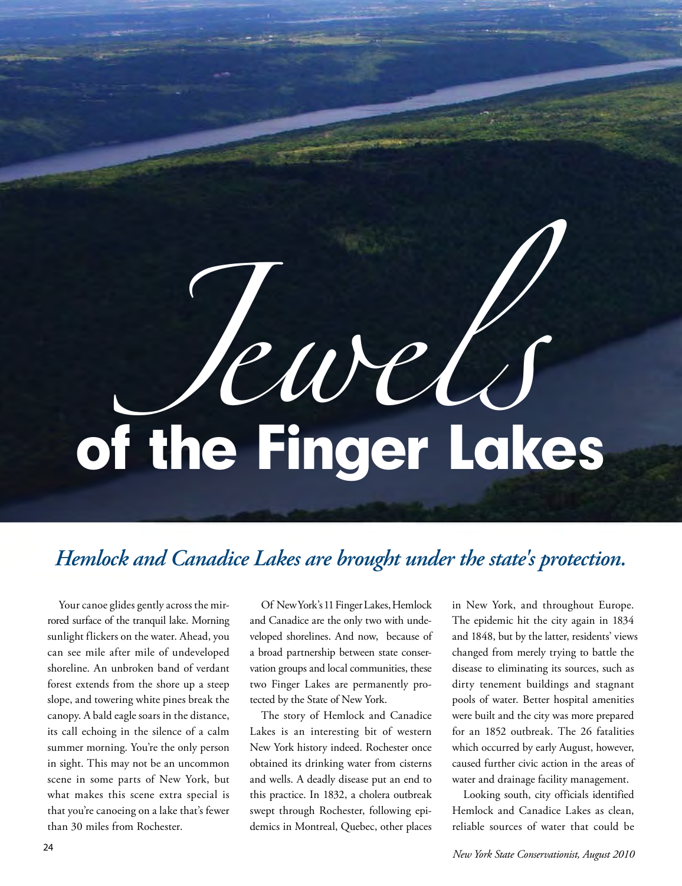# Jewels of the Finger Lakes

*Hemlock and Canadice Lakes are brought under the state's protection.*

Your canoe glides gently across the mirrored surface of the tranquil lake. Morning sunlight flickers on the water. Ahead, you can see mile after mile of undeveloped shoreline. An unbroken band of verdant forest extends from the shore up a steep slope, and towering white pines break the canopy. A bald eagle soars in the distance, its call echoing in the silence of a calm summer morning. You're the only person in sight. This may not be an uncommon scene in some parts of New York, but what makes this scene extra special is that you're canoeing on a lake that's fewer than 30 miles from Rochester.

Of New York's 11 Finger Lakes, Hemlock and Canadice are the only two with undeveloped shorelines. And now, because of a broad partnership between state conservation groups and local communities, these two Finger Lakes are permanently protected by the State of New York.

The story of Hemlock and Canadice Lakes is an interesting bit of western New York history indeed. Rochester once obtained its drinking water from cisterns and wells. A deadly disease put an end to this practice. In 1832, a cholera outbreak swept through Rochester, following epidemics in Montreal, Quebec, other places in New York, and throughout Europe. The epidemic hit the city again in 1834 and 1848, but by the latter, residents' views changed from merely trying to battle the disease to eliminating its sources, such as dirty tenement buildings and stagnant pools of water. Better hospital amenities were built and the city was more prepared for an 1852 outbreak. The 26 fatalities which occurred by early August, however, caused further civic action in the areas of water and drainage facility management.

Looking south, city officials identified Hemlock and Canadice Lakes as clean, reliable sources of water that could be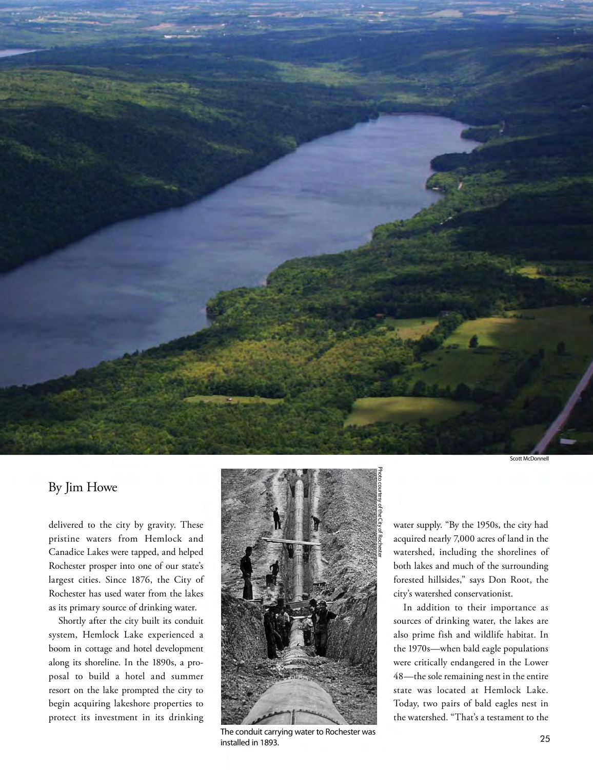Scott McDonnell

By Jim Howe

delivered to the city by gravity. These pristine waters from Hemlock and Canadice Lakes were tapped, and helped Rochester prosper into one of our state's largest cities. Since 1876, the City of Rochester has used water from the lakes as its primary source of drinking water.

Shortly after the city built its conduit system, Hemlock Lake experienced a boom in cottage and hotel development along its shoreline. In the 1890s, a proposal to build a hotel and summer resort on the lake prompted the city to begin acquiring lakeshore properties to protect its investment in its drinking water supply. "By the 1950s, the city had acquired nearly 7,000 acres of land in the watershed, including the shorelines of both lakes and much of the surrounding forested hillsides," says Don Root, the city's watershed conservationist.

Photo courtesy of the City of Rochester

The conduit carrying water to Rochester was installed in 1893.

In addition to their importance as sources of drinking water, the lakes are also prime fish and wildlife habitat. In the 1970s—when bald eagle populations were critically endangered in the Lower 48—the sole remaining nest in the entire state was located at Hemlock Lake. Today, two pairs of bald eagles nest in the watershed. "That's a testament to the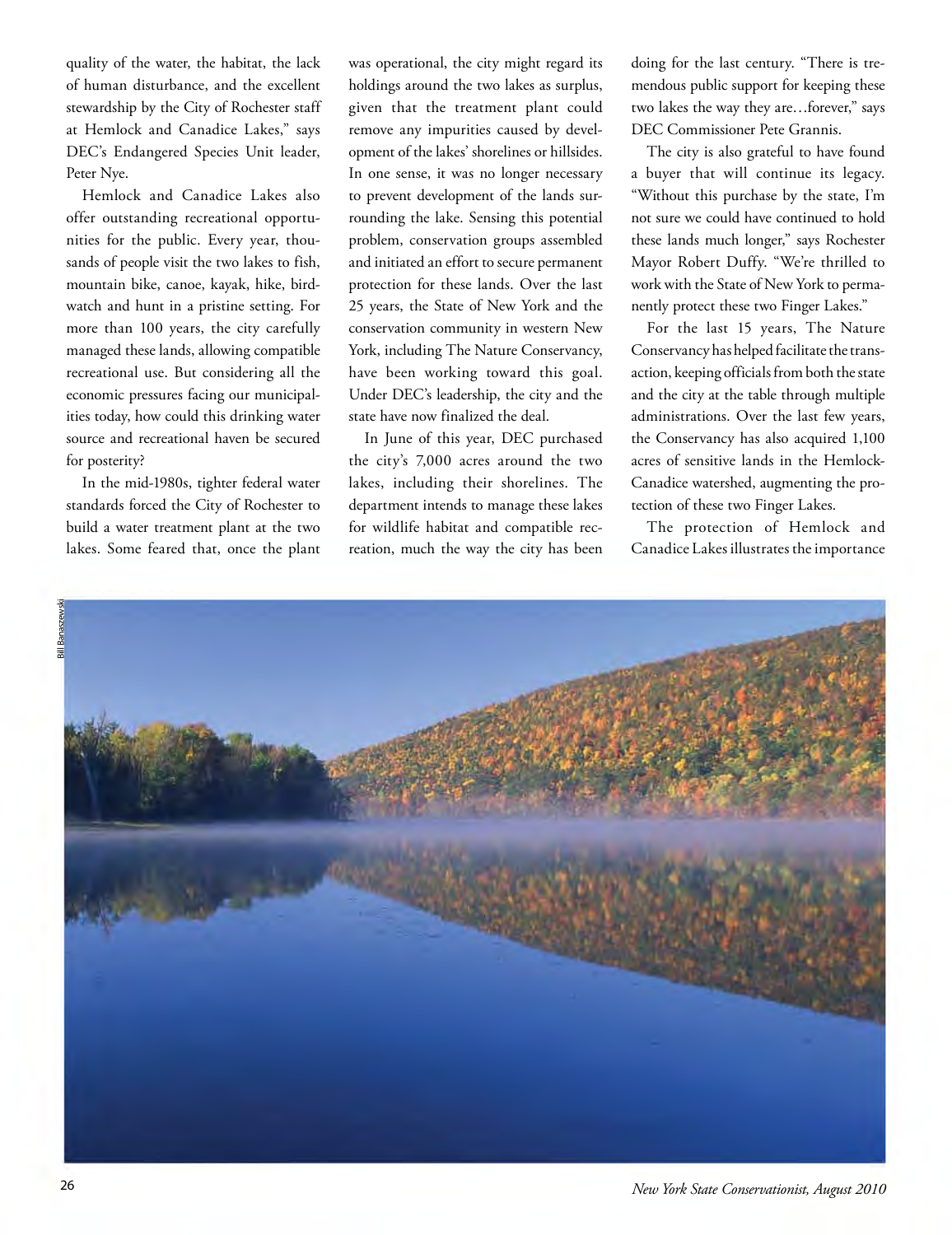quality of the water, the habitat, the lack of human disturbance, and the excellent stewardship by the City of Rochester staff at Hemlock and Canadice Lakes," says DEC's Endangered Species Unit leader, Peter Nye.

Hemlock and Canadice Lakes also offer outstanding recreational opportunities for the public. Every year, thousands of people visit the two lakes to fish, mountain bike, canoe, kayak, hike, birdwatch and hunt in a pristine setting. For more than 100 years, the city carefully managed these lands, allowing compatible recreational use. But considering all the economic pressures facing our municipalities today, how could this drinking water source and recreational haven be secured for posterity?

In the mid-1980s, tighter federal water standards forced the City of Rochester to build a water treatment plant at the two lakes. Some feared that, once the plant was operational, the city might regard its holdings around the two lakes as surplus, given that the treatment plant could remove any impurities caused by development of the lakes' shorelines or hillsides. In one sense, it was no longer necessary to prevent development of the lands surrounding the lake. Sensing this potential problem, conservation groups assembled and initiated an effort to secure permanent protection for these lands. Over the last 25 years, the State of New York and the conservation community in western New York, including The Nature Conservancy, have been working toward this goal. Under DEC's leadership, the city and the state have now finalized the deal.

In June of this year, DEC purchased the city's 7,000 acres around the two lakes, including their shorelines. The department intends to manage these lakes for wildlife habitat and compatible recreation, much the way the city has been doing for the last century. "There is tremendous public support for keeping these two lakes the way they are…forever," says DEC Commissioner Pete Grannis.

The city is also grateful to have found a buyer that will continue its legacy. "Without this purchase by the state, I'm not sure we could have continued to hold these lands much longer," says Rochester Mayor Robert Duffy. "We're thrilled to work with the State of New York to permanently protect these two Finger Lakes."

For the last 15 years, The Nature Conservancy has helped facilitate the transaction, keeping officials from both the state and the city at the table through multiple administrations. Over the last few years, the Conservancy has also acquired 1,100 acres of sensitive lands in the Hemlock-Canadice watershed, augmenting the protection of these two Finger Lakes.

The protection of Hemlock and Canadice Lakes illustrates the importance

Bill Banaszewski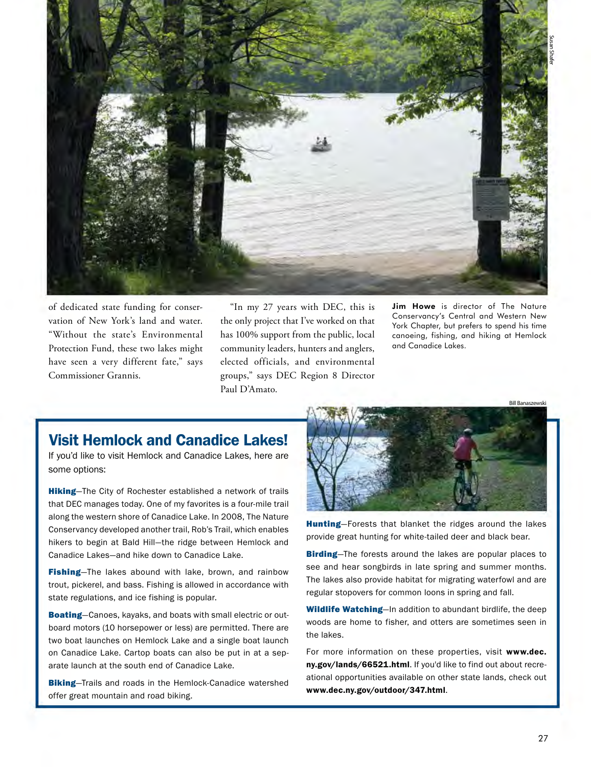of dedicated state funding for conservation of New York's land and water. "Without the state's Environmental Protection Fund, these two lakes might have seen a very different fate," says Commissioner Grannis.

"In my 27 years with DEC, this is the only project that I've worked on that has 100% support from the public, local community leaders, hunters and anglers, elected officials, and environmental groups," says DEC Region 8 Director Paul D'Amato.

**Jim Howe** is director of The Nature Conservancy's Central and Western New York Chapter, but prefers to spend his time canoeing, fishing, and hiking at Hemlock and Canadice Lakes.

## Visit Hemlock and Canadice Lakes!

If you'd like to visit Hemlock and Canadice Lakes, here are some options:

**Hiking**—The City of Rochester established a network of trails that DEC manages today. One of my favorites is a four-mile trail along the western shore of Canadice Lake. In 2008, The Nature Conservancy developed another trail, Rob's Trail, which enables hikers to begin at Bald Hill—the ridge between Hemlock and Canadice Lakes—and hike down to Canadice Lake.

**Fishing**—The lakes abound with lake, brown, and rainbow trout, pickerel, and bass. Fishing is allowed in accordance with state regulations, and ice fishing is popular.

**Boating**—Canoes, kayaks, and boats with small electric or outboard motors (10 horsepower or less) are permitted. There are two boat launches on Hemlock Lake and a single boat launch on Canadice Lake. Cartop boats can also be put in at a separate launch at the south end of Canadice Lake.

**Biking**—Trails and roads in the Hemlock-Canadice watershed offer great mountain and road biking.

**Hunting**—Forests that blanket the ridges around the lakes provide great hunting for white-tailed deer and black bear.

**Birding**—The forests around the lakes are popular places to see and hear songbirds in late spring and summer months. The lakes also provide habitat for migrating waterfowl and are regular stopovers for common loons in spring and fall.

**Wildlife Watching**—In addition to abundant birdlife, the deep woods are home to fisher, and otters are sometimes seen in the lakes.

For more information on these properties, visit **www.dec.ny.gov/lands/66521.html**. If you'd like to find out about recreational opportunities available on other state lands, check out **www.dec.ny.gov/outdoor/347.html**.